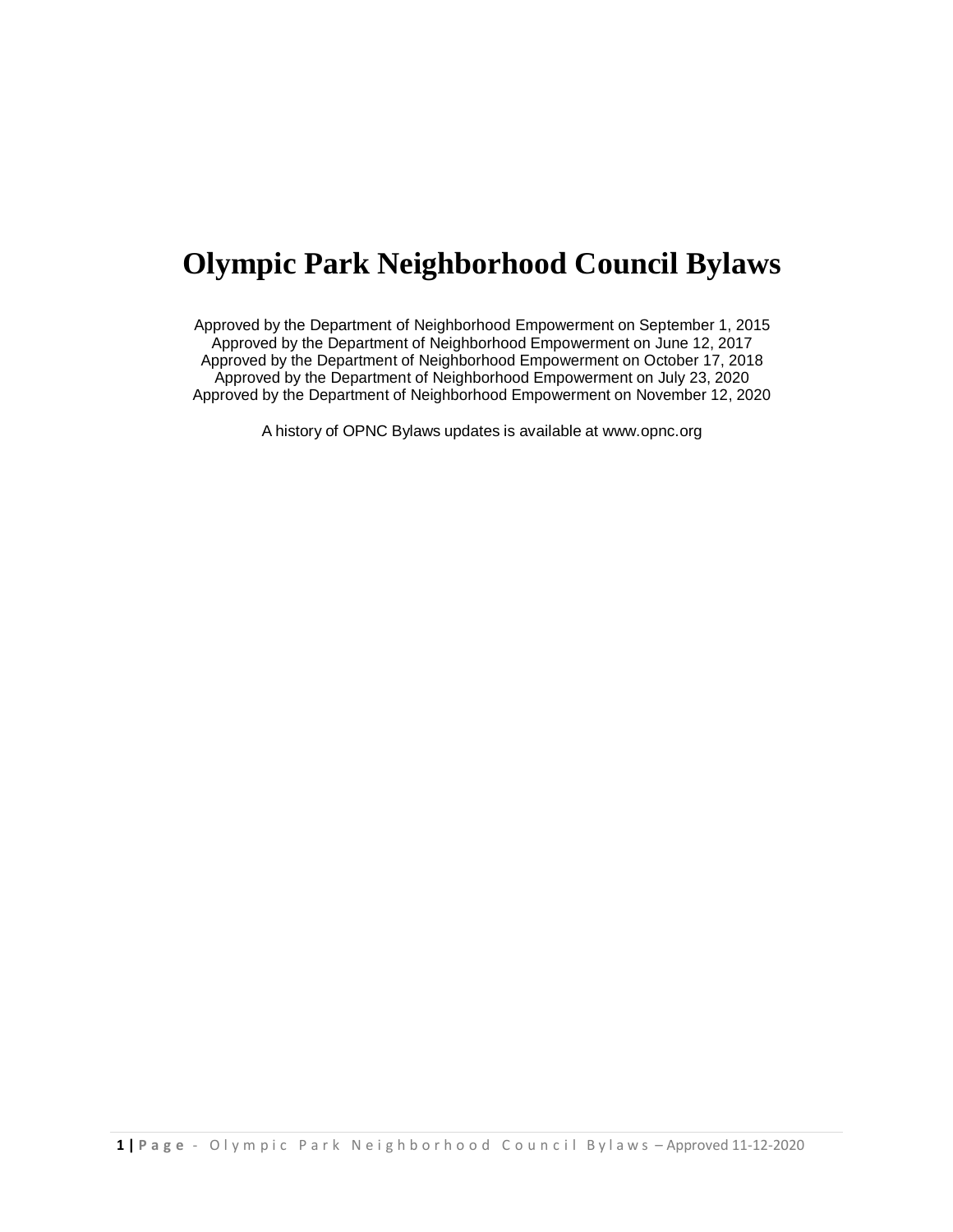# Olympic Park Neighborhood Council Bylaws

Approved by the Department of Neighborhood Empowerment on September 1, 2015
Approved by the Department of Neighborhood Empowerment on June 12, 2017
Approved by the Department of Neighborhood Empowerment on October 17, 2018
Approved by the Department of Neighborhood Empowerment on July 23, 2020
Approved by the Department of Neighborhood Empowerment on November 12, 2020

A history of OPNC Bylaws updates is available at www.opnc.org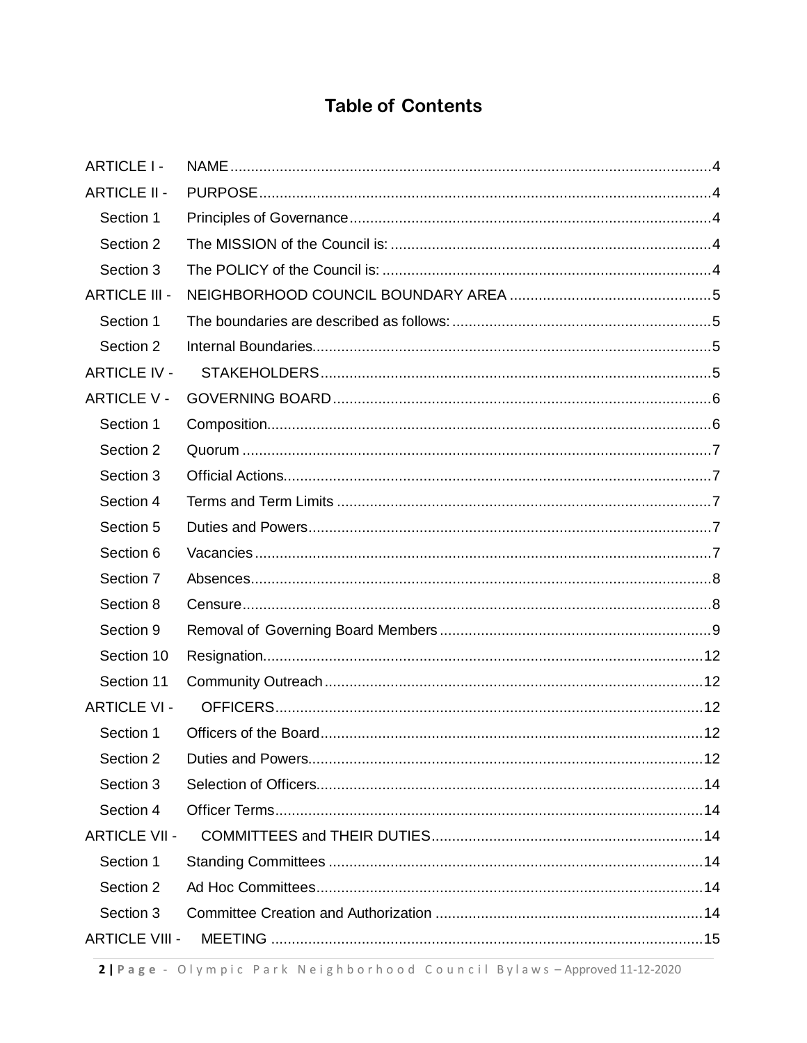# Table of Contents

| | | |
|---|---|---|
| ARTICLE I - | NAME | 4 |
| ARTICLE II - | PURPOSE | 4 |
| Section 1 | Principles of Governance | 4 |
| Section 2 | The MISSION of the Council is: | 4 |
| Section 3 | The POLICY of the Council is: | 4 |
| ARTICLE III - | NEIGHBORHOOD COUNCIL BOUNDARY AREA | 5 |
| Section 1 | The boundaries are described as follows: | 5 |
| Section 2 | Internal Boundaries | 5 |
| ARTICLE IV - | STAKEHOLDERS | 5 |
| ARTICLE V - | GOVERNING BOARD | 6 |
| Section 1 | Composition | 6 |
| Section 2 | Quorum | 7 |
| Section 3 | Official Actions | 7 |
| Section 4 | Terms and Term Limits | 7 |
| Section 5 | Duties and Powers | 7 |
| Section 6 | Vacancies | 7 |
| Section 7 | Absences | 8 |
| Section 8 | Censure | 8 |
| Section 9 | Removal of Governing Board Members | 9 |
| Section 10 | Resignation | 12 |
| Section 11 | Community Outreach | 12 |
| ARTICLE VI - | OFFICERS | 12 |
| Section 1 | Officers of the Board | 12 |
| Section 2 | Duties and Powers | 12 |
| Section 3 | Selection of Officers | 14 |
| Section 4 | Officer Terms | 14 |
| ARTICLE VII - | COMMITTEES and THEIR DUTIES | 14 |
| Section 1 | Standing Committees | 14 |
| Section 2 | Ad Hoc Committees | 14 |
| Section 3 | Committee Creation and Authorization | 14 |
| ARTICLE VIII - | MEETING | 15 |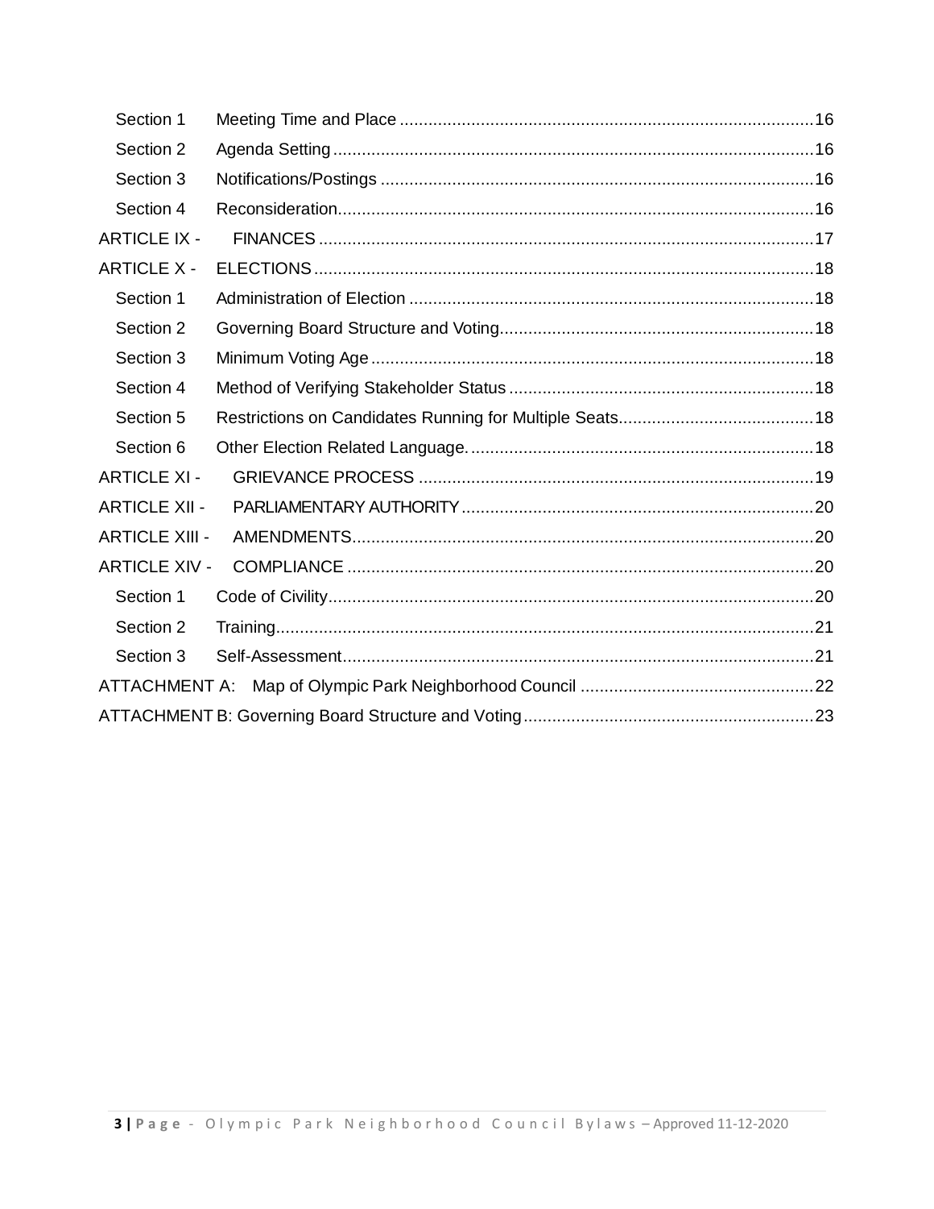Section 1 Meeting Time and Place ....................................................................................16

Section 2 Agenda Setting ....................................................................................16

Section 3 Notifications/Postings ....................................................................................16

Section 4 Reconsideration....................................................................................16

ARTICLE IX - FINANCES ....................................................................................17

ARTICLE X - ELECTIONS ....................................................................................18

Section 1 Administration of Election ....................................................................................18

Section 2 Governing Board Structure and Voting....................................................................................18

Section 3 Minimum Voting Age ....................................................................................18

Section 4 Method of Verifying Stakeholder Status ....................................................................................18

Section 5 Restrictions on Candidates Running for Multiple Seats....................................................................................18

Section 6 Other Election Related Language. ....................................................................................18

ARTICLE XI - GRIEVANCE PROCESS ....................................................................................19

ARTICLE XII - PARLIAMENTARY AUTHORITY ....................................................................................20

ARTICLE XIII - AMENDMENTS....................................................................................20

ARTICLE XIV - COMPLIANCE ....................................................................................20

Section 1 Code of Civility....................................................................................20

Section 2 Training....................................................................................21

Section 3 Self-Assessment....................................................................................21

ATTACHMENT A: Map of Olympic Park Neighborhood Council ....................................................................................22

ATTACHMENT B: Governing Board Structure and Voting....................................................................................23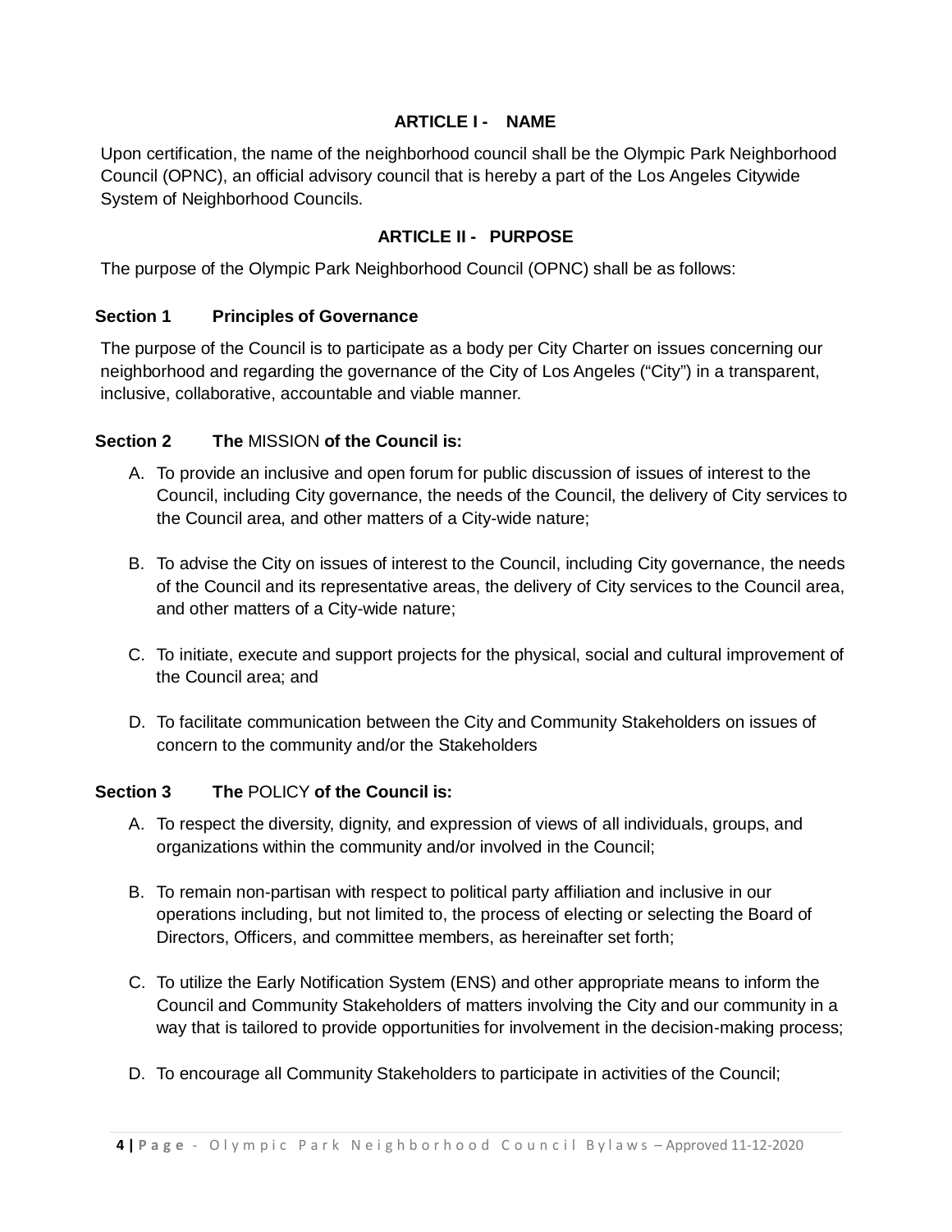## ARTICLE I - NAME

Upon certification, the name of the neighborhood council shall be the Olympic Park Neighborhood Council (OPNC), an official advisory council that is hereby a part of the Los Angeles Citywide System of Neighborhood Councils.

## ARTICLE II - PURPOSE

The purpose of the Olympic Park Neighborhood Council (OPNC) shall be as follows:

### Section 1 Principles of Governance

The purpose of the Council is to participate as a body per City Charter on issues concerning our neighborhood and regarding the governance of the City of Los Angeles ("City") in a transparent, inclusive, collaborative, accountable and viable manner.

### Section 2 The MISSION of the Council is:

A. To provide an inclusive and open forum for public discussion of issues of interest to the Council, including City governance, the needs of the Council, the delivery of City services to the Council area, and other matters of a City-wide nature;

B. To advise the City on issues of interest to the Council, including City governance, the needs of the Council and its representative areas, the delivery of City services to the Council area, and other matters of a City-wide nature;

C. To initiate, execute and support projects for the physical, social and cultural improvement of the Council area; and

D. To facilitate communication between the City and Community Stakeholders on issues of concern to the community and/or the Stakeholders

### Section 3 The POLICY of the Council is:

A. To respect the diversity, dignity, and expression of views of all individuals, groups, and organizations within the community and/or involved in the Council;

B. To remain non-partisan with respect to political party affiliation and inclusive in our operations including, but not limited to, the process of electing or selecting the Board of Directors, Officers, and committee members, as hereinafter set forth;

C. To utilize the Early Notification System (ENS) and other appropriate means to inform the Council and Community Stakeholders of matters involving the City and our community in a way that is tailored to provide opportunities for involvement in the decision-making process;

D. To encourage all Community Stakeholders to participate in activities of the Council;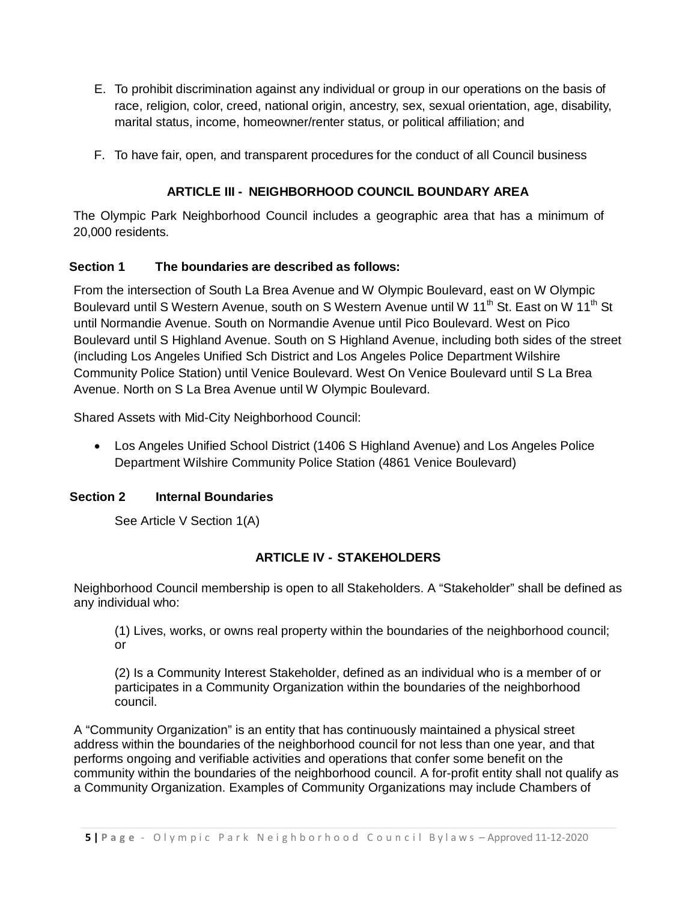E. To prohibit discrimination against any individual or group in our operations on the basis of race, religion, color, creed, national origin, ancestry, sex, sexual orientation, age, disability, marital status, income, homeowner/renter status, or political affiliation; and

F. To have fair, open, and transparent procedures for the conduct of all Council business

## ARTICLE III - NEIGHBORHOOD COUNCIL BOUNDARY AREA

The Olympic Park Neighborhood Council includes a geographic area that has a minimum of 20,000 residents.

### Section 1 The boundaries are described as follows:

From the intersection of South La Brea Avenue and W Olympic Boulevard, east on W Olympic Boulevard until S Western Avenue, south on S Western Avenue until W 11th St. East on W 11th St until Normandie Avenue. South on Normandie Avenue until Pico Boulevard. West on Pico Boulevard until S Highland Avenue. South on S Highland Avenue, including both sides of the street (including Los Angeles Unified Sch District and Los Angeles Police Department Wilshire Community Police Station) until Venice Boulevard. West On Venice Boulevard until S La Brea Avenue. North on S La Brea Avenue until W Olympic Boulevard.

Shared Assets with Mid-City Neighborhood Council:

- Los Angeles Unified School District (1406 S Highland Avenue) and Los Angeles Police Department Wilshire Community Police Station (4861 Venice Boulevard)

### Section 2 Internal Boundaries

See Article V Section 1(A)

## ARTICLE IV - STAKEHOLDERS

Neighborhood Council membership is open to all Stakeholders. A "Stakeholder" shall be defined as any individual who:

(1) Lives, works, or owns real property within the boundaries of the neighborhood council; or

(2) Is a Community Interest Stakeholder, defined as an individual who is a member of or participates in a Community Organization within the boundaries of the neighborhood council.

A "Community Organization" is an entity that has continuously maintained a physical street address within the boundaries of the neighborhood council for not less than one year, and that performs ongoing and verifiable activities and operations that confer some benefit on the community within the boundaries of the neighborhood council. A for-profit entity shall not qualify as a Community Organization. Examples of Community Organizations may include Chambers of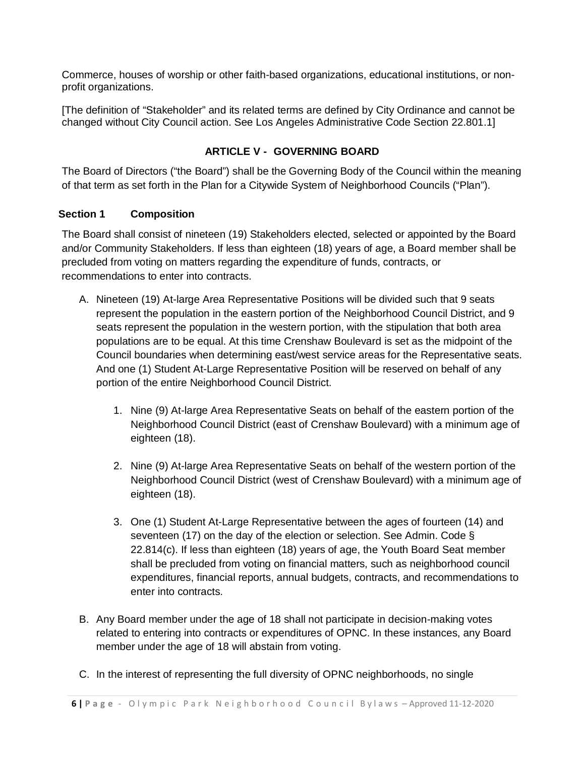Commerce, houses of worship or other faith-based organizations, educational institutions, or non-profit organizations.

[The definition of "Stakeholder" and its related terms are defined by City Ordinance and cannot be changed without City Council action. See Los Angeles Administrative Code Section 22.801.1]

## ARTICLE V - GOVERNING BOARD

The Board of Directors ("the Board") shall be the Governing Body of the Council within the meaning of that term as set forth in the Plan for a Citywide System of Neighborhood Councils ("Plan").

### Section 1 Composition

The Board shall consist of nineteen (19) Stakeholders elected, selected or appointed by the Board and/or Community Stakeholders. If less than eighteen (18) years of age, a Board member shall be precluded from voting on matters regarding the expenditure of funds, contracts, or recommendations to enter into contracts.

A. Nineteen (19) At-large Area Representative Positions will be divided such that 9 seats represent the population in the eastern portion of the Neighborhood Council District, and 9 seats represent the population in the western portion, with the stipulation that both area populations are to be equal. At this time Crenshaw Boulevard is set as the midpoint of the Council boundaries when determining east/west service areas for the Representative seats. And one (1) Student At-Large Representative Position will be reserved on behalf of any portion of the entire Neighborhood Council District.

   1. Nine (9) At-large Area Representative Seats on behalf of the eastern portion of the Neighborhood Council District (east of Crenshaw Boulevard) with a minimum age of eighteen (18).

   2. Nine (9) At-large Area Representative Seats on behalf of the western portion of the Neighborhood Council District (west of Crenshaw Boulevard) with a minimum age of eighteen (18).

   3. One (1) Student At-Large Representative between the ages of fourteen (14) and seventeen (17) on the day of the election or selection. See Admin. Code § 22.814(c). If less than eighteen (18) years of age, the Youth Board Seat member shall be precluded from voting on financial matters, such as neighborhood council expenditures, financial reports, annual budgets, contracts, and recommendations to enter into contracts.

B. Any Board member under the age of 18 shall not participate in decision-making votes related to entering into contracts or expenditures of OPNC. In these instances, any Board member under the age of 18 will abstain from voting.

C. In the interest of representing the full diversity of OPNC neighborhoods, no single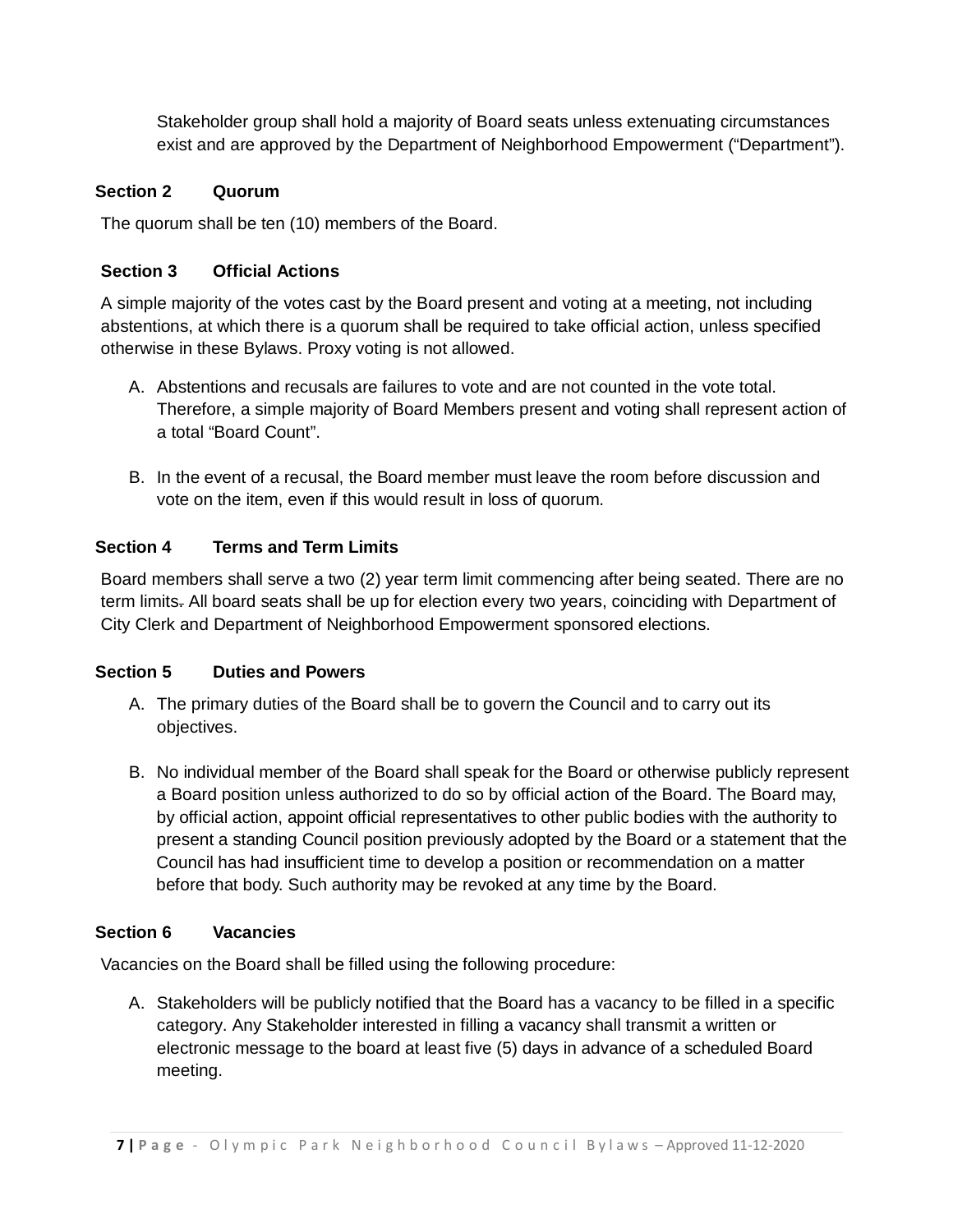Stakeholder group shall hold a majority of Board seats unless extenuating circumstances exist and are approved by the Department of Neighborhood Empowerment ("Department").

**Section 2 Quorum**

The quorum shall be ten (10) members of the Board.

**Section 3 Official Actions**

A simple majority of the votes cast by the Board present and voting at a meeting, not including abstentions, at which there is a quorum shall be required to take official action, unless specified otherwise in these Bylaws. Proxy voting is not allowed.

A. Abstentions and recusals are failures to vote and are not counted in the vote total. Therefore, a simple majority of Board Members present and voting shall represent action of a total "Board Count".

B. In the event of a recusal, the Board member must leave the room before discussion and vote on the item, even if this would result in loss of quorum.

**Section 4 Terms and Term Limits**

Board members shall serve a two (2) year term limit commencing after being seated. There are no term limits. All board seats shall be up for election every two years, coinciding with Department of City Clerk and Department of Neighborhood Empowerment sponsored elections.

**Section 5 Duties and Powers**

A. The primary duties of the Board shall be to govern the Council and to carry out its objectives.

B. No individual member of the Board shall speak for the Board or otherwise publicly represent a Board position unless authorized to do so by official action of the Board. The Board may, by official action, appoint official representatives to other public bodies with the authority to present a standing Council position previously adopted by the Board or a statement that the Council has had insufficient time to develop a position or recommendation on a matter before that body. Such authority may be revoked at any time by the Board.

**Section 6 Vacancies**

Vacancies on the Board shall be filled using the following procedure:

A. Stakeholders will be publicly notified that the Board has a vacancy to be filled in a specific category. Any Stakeholder interested in filling a vacancy shall transmit a written or electronic message to the board at least five (5) days in advance of a scheduled Board meeting.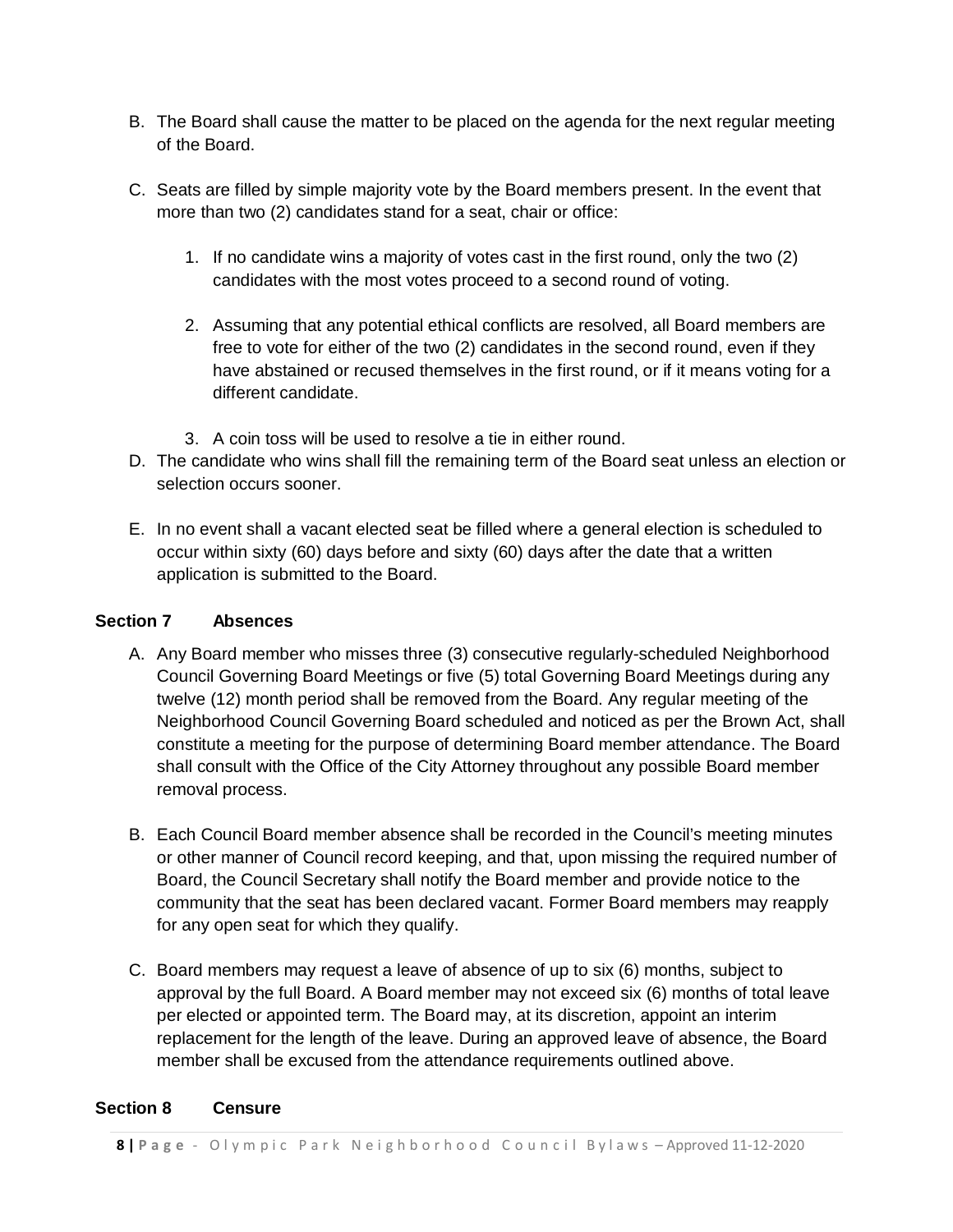B. The Board shall cause the matter to be placed on the agenda for the next regular meeting of the Board.

C. Seats are filled by simple majority vote by the Board members present. In the event that more than two (2) candidates stand for a seat, chair or office:

   1. If no candidate wins a majority of votes cast in the first round, only the two (2) candidates with the most votes proceed to a second round of voting.

   2. Assuming that any potential ethical conflicts are resolved, all Board members are free to vote for either of the two (2) candidates in the second round, even if they have abstained or recused themselves in the first round, or if it means voting for a different candidate.

   3. A coin toss will be used to resolve a tie in either round.

D. The candidate who wins shall fill the remaining term of the Board seat unless an election or selection occurs sooner.

E. In no event shall a vacant elected seat be filled where a general election is scheduled to occur within sixty (60) days before and sixty (60) days after the date that a written application is submitted to the Board.

### Section 7 Absences

A. Any Board member who misses three (3) consecutive regularly-scheduled Neighborhood Council Governing Board Meetings or five (5) total Governing Board Meetings during any twelve (12) month period shall be removed from the Board. Any regular meeting of the Neighborhood Council Governing Board scheduled and noticed as per the Brown Act, shall constitute a meeting for the purpose of determining Board member attendance. The Board shall consult with the Office of the City Attorney throughout any possible Board member removal process.

B. Each Council Board member absence shall be recorded in the Council's meeting minutes or other manner of Council record keeping, and that, upon missing the required number of Board, the Council Secretary shall notify the Board member and provide notice to the community that the seat has been declared vacant. Former Board members may reapply for any open seat for which they qualify.

C. Board members may request a leave of absence of up to six (6) months, subject to approval by the full Board. A Board member may not exceed six (6) months of total leave per elected or appointed term. The Board may, at its discretion, appoint an interim replacement for the length of the leave. During an approved leave of absence, the Board member shall be excused from the attendance requirements outlined above.

### Section 8 Censure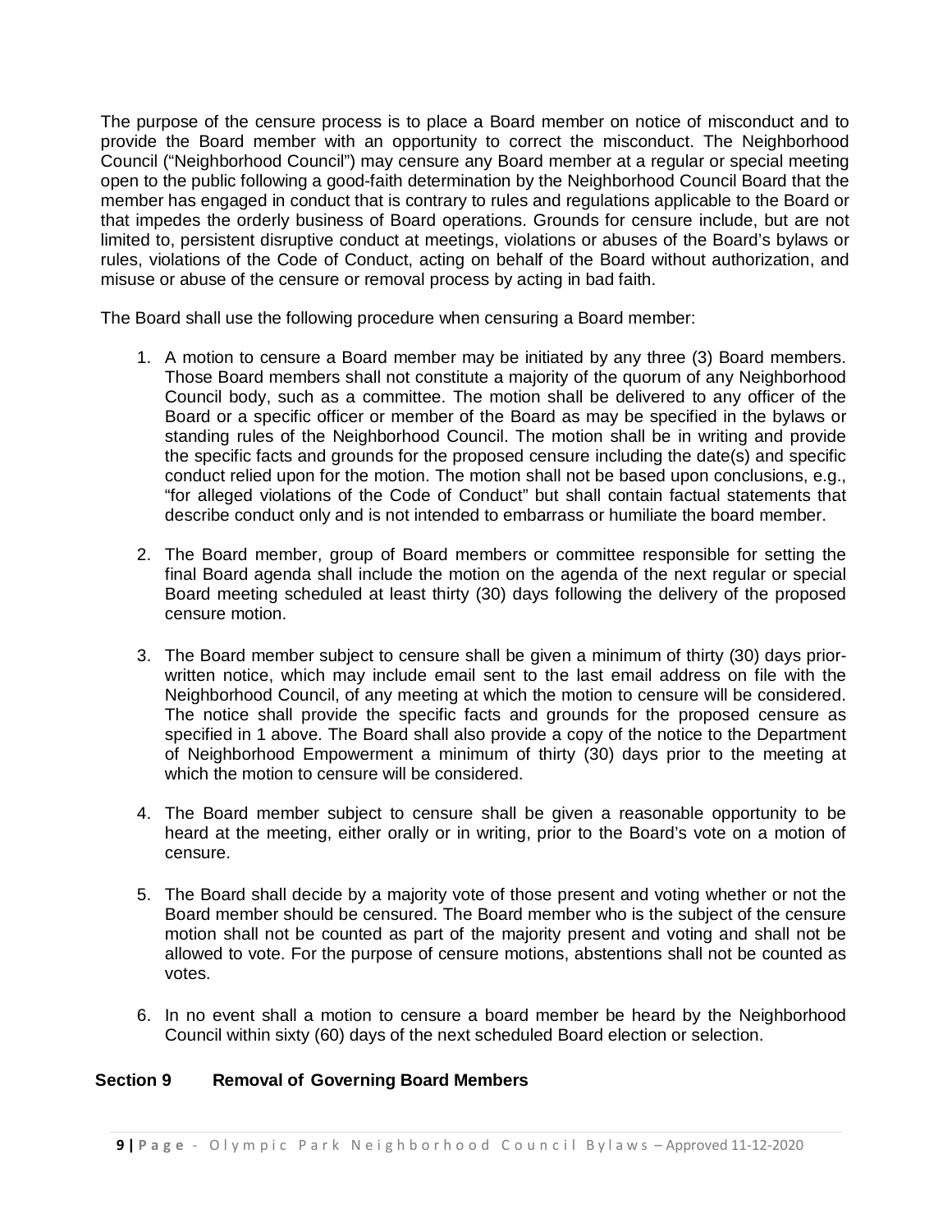The purpose of the censure process is to place a Board member on notice of misconduct and to provide the Board member with an opportunity to correct the misconduct. The Neighborhood Council ("Neighborhood Council") may censure any Board member at a regular or special meeting open to the public following a good-faith determination by the Neighborhood Council Board that the member has engaged in conduct that is contrary to rules and regulations applicable to the Board or that impedes the orderly business of Board operations. Grounds for censure include, but are not limited to, persistent disruptive conduct at meetings, violations or abuses of the Board's bylaws or rules, violations of the Code of Conduct, acting on behalf of the Board without authorization, and misuse or abuse of the censure or removal process by acting in bad faith.

The Board shall use the following procedure when censuring a Board member:

1. A motion to censure a Board member may be initiated by any three (3) Board members. Those Board members shall not constitute a majority of the quorum of any Neighborhood Council body, such as a committee. The motion shall be delivered to any officer of the Board or a specific officer or member of the Board as may be specified in the bylaws or standing rules of the Neighborhood Council. The motion shall be in writing and provide the specific facts and grounds for the proposed censure including the date(s) and specific conduct relied upon for the motion. The motion shall not be based upon conclusions, e.g., "for alleged violations of the Code of Conduct" but shall contain factual statements that describe conduct only and is not intended to embarrass or humiliate the board member.

2. The Board member, group of Board members or committee responsible for setting the final Board agenda shall include the motion on the agenda of the next regular or special Board meeting scheduled at least thirty (30) days following the delivery of the proposed censure motion.

3. The Board member subject to censure shall be given a minimum of thirty (30) days prior-written notice, which may include email sent to the last email address on file with the Neighborhood Council, of any meeting at which the motion to censure will be considered. The notice shall provide the specific facts and grounds for the proposed censure as specified in 1 above. The Board shall also provide a copy of the notice to the Department of Neighborhood Empowerment a minimum of thirty (30) days prior to the meeting at which the motion to censure will be considered.

4. The Board member subject to censure shall be given a reasonable opportunity to be heard at the meeting, either orally or in writing, prior to the Board's vote on a motion of censure.

5. The Board shall decide by a majority vote of those present and voting whether or not the Board member should be censured. The Board member who is the subject of the censure motion shall not be counted as part of the majority present and voting and shall not be allowed to vote. For the purpose of censure motions, abstentions shall not be counted as votes.

6. In no event shall a motion to censure a board member be heard by the Neighborhood Council within sixty (60) days of the next scheduled Board election or selection.

## Section 9 Removal of Governing Board Members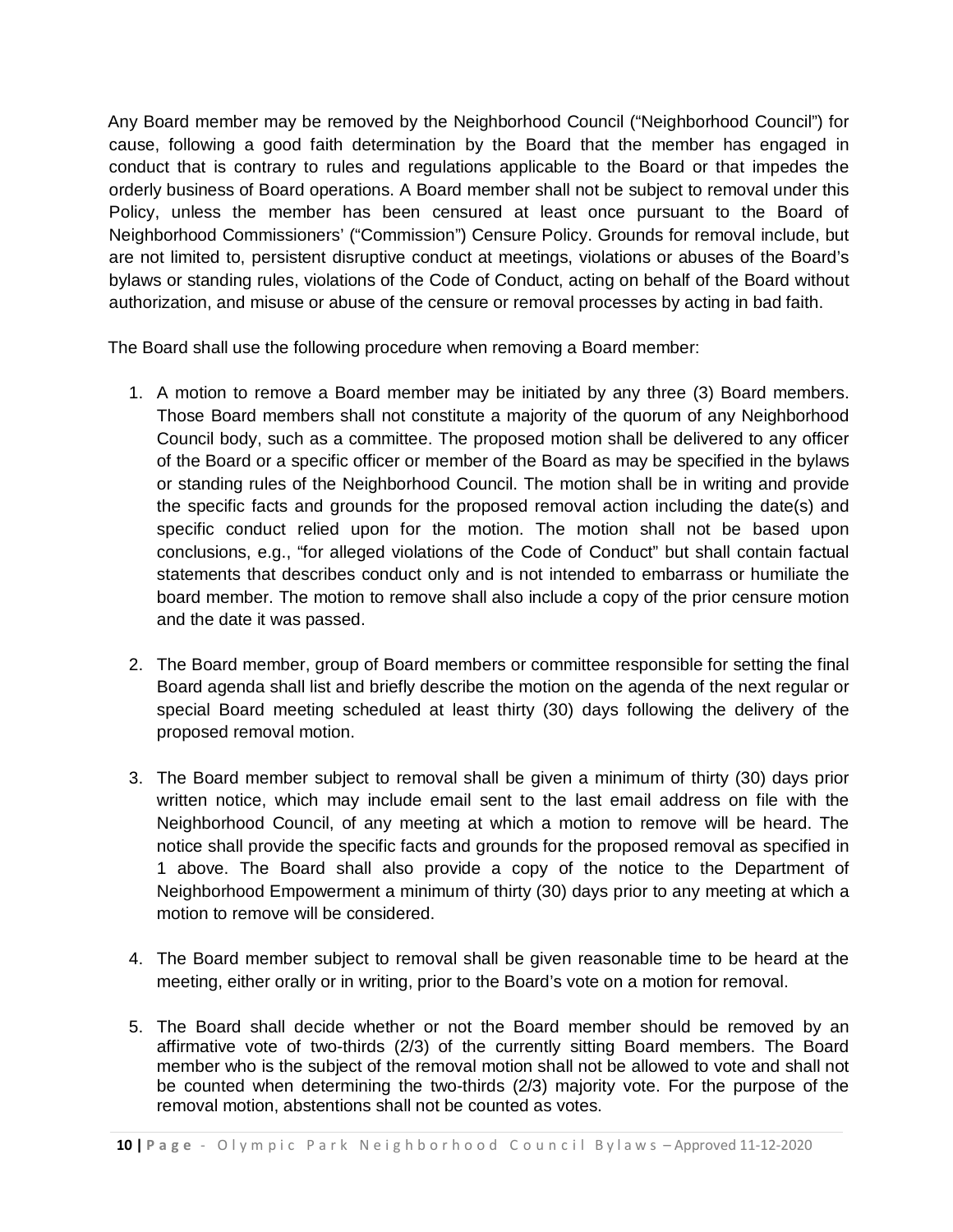Any Board member may be removed by the Neighborhood Council ("Neighborhood Council") for cause, following a good faith determination by the Board that the member has engaged in conduct that is contrary to rules and regulations applicable to the Board or that impedes the orderly business of Board operations. A Board member shall not be subject to removal under this Policy, unless the member has been censured at least once pursuant to the Board of Neighborhood Commissioners' ("Commission") Censure Policy. Grounds for removal include, but are not limited to, persistent disruptive conduct at meetings, violations or abuses of the Board's bylaws or standing rules, violations of the Code of Conduct, acting on behalf of the Board without authorization, and misuse or abuse of the censure or removal processes by acting in bad faith.

The Board shall use the following procedure when removing a Board member:

1. A motion to remove a Board member may be initiated by any three (3) Board members. Those Board members shall not constitute a majority of the quorum of any Neighborhood Council body, such as a committee. The proposed motion shall be delivered to any officer of the Board or a specific officer or member of the Board as may be specified in the bylaws or standing rules of the Neighborhood Council. The motion shall be in writing and provide the specific facts and grounds for the proposed removal action including the date(s) and specific conduct relied upon for the motion. The motion shall not be based upon conclusions, e.g., "for alleged violations of the Code of Conduct" but shall contain factual statements that describes conduct only and is not intended to embarrass or humiliate the board member. The motion to remove shall also include a copy of the prior censure motion and the date it was passed.

2. The Board member, group of Board members or committee responsible for setting the final Board agenda shall list and briefly describe the motion on the agenda of the next regular or special Board meeting scheduled at least thirty (30) days following the delivery of the proposed removal motion.

3. The Board member subject to removal shall be given a minimum of thirty (30) days prior written notice, which may include email sent to the last email address on file with the Neighborhood Council, of any meeting at which a motion to remove will be heard. The notice shall provide the specific facts and grounds for the proposed removal as specified in 1 above. The Board shall also provide a copy of the notice to the Department of Neighborhood Empowerment a minimum of thirty (30) days prior to any meeting at which a motion to remove will be considered.

4. The Board member subject to removal shall be given reasonable time to be heard at the meeting, either orally or in writing, prior to the Board's vote on a motion for removal.

5. The Board shall decide whether or not the Board member should be removed by an affirmative vote of two-thirds (2/3) of the currently sitting Board members. The Board member who is the subject of the removal motion shall not be allowed to vote and shall not be counted when determining the two-thirds (2/3) majority vote. For the purpose of the removal motion, abstentions shall not be counted as votes.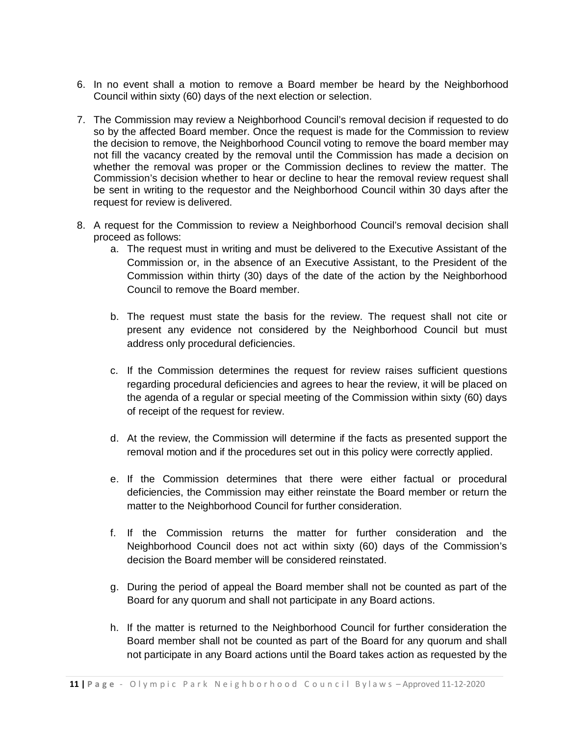6. In no event shall a motion to remove a Board member be heard by the Neighborhood Council within sixty (60) days of the next election or selection.

7. The Commission may review a Neighborhood Council's removal decision if requested to do so by the affected Board member. Once the request is made for the Commission to review the decision to remove, the Neighborhood Council voting to remove the board member may not fill the vacancy created by the removal until the Commission has made a decision on whether the removal was proper or the Commission declines to review the matter. The Commission's decision whether to hear or decline to hear the removal review request shall be sent in writing to the requestor and the Neighborhood Council within 30 days after the request for review is delivered.

8. A request for the Commission to review a Neighborhood Council's removal decision shall proceed as follows:
   a. The request must in writing and must be delivered to the Executive Assistant of the Commission or, in the absence of an Executive Assistant, to the President of the Commission within thirty (30) days of the date of the action by the Neighborhood Council to remove the Board member.

   b. The request must state the basis for the review. The request shall not cite or present any evidence not considered by the Neighborhood Council but must address only procedural deficiencies.

   c. If the Commission determines the request for review raises sufficient questions regarding procedural deficiencies and agrees to hear the review, it will be placed on the agenda of a regular or special meeting of the Commission within sixty (60) days of receipt of the request for review.

   d. At the review, the Commission will determine if the facts as presented support the removal motion and if the procedures set out in this policy were correctly applied.

   e. If the Commission determines that there were either factual or procedural deficiencies, the Commission may either reinstate the Board member or return the matter to the Neighborhood Council for further consideration.

   f. If the Commission returns the matter for further consideration and the Neighborhood Council does not act within sixty (60) days of the Commission's decision the Board member will be considered reinstated.

   g. During the period of appeal the Board member shall not be counted as part of the Board for any quorum and shall not participate in any Board actions.

   h. If the matter is returned to the Neighborhood Council for further consideration the Board member shall not be counted as part of the Board for any quorum and shall not participate in any Board actions until the Board takes action as requested by the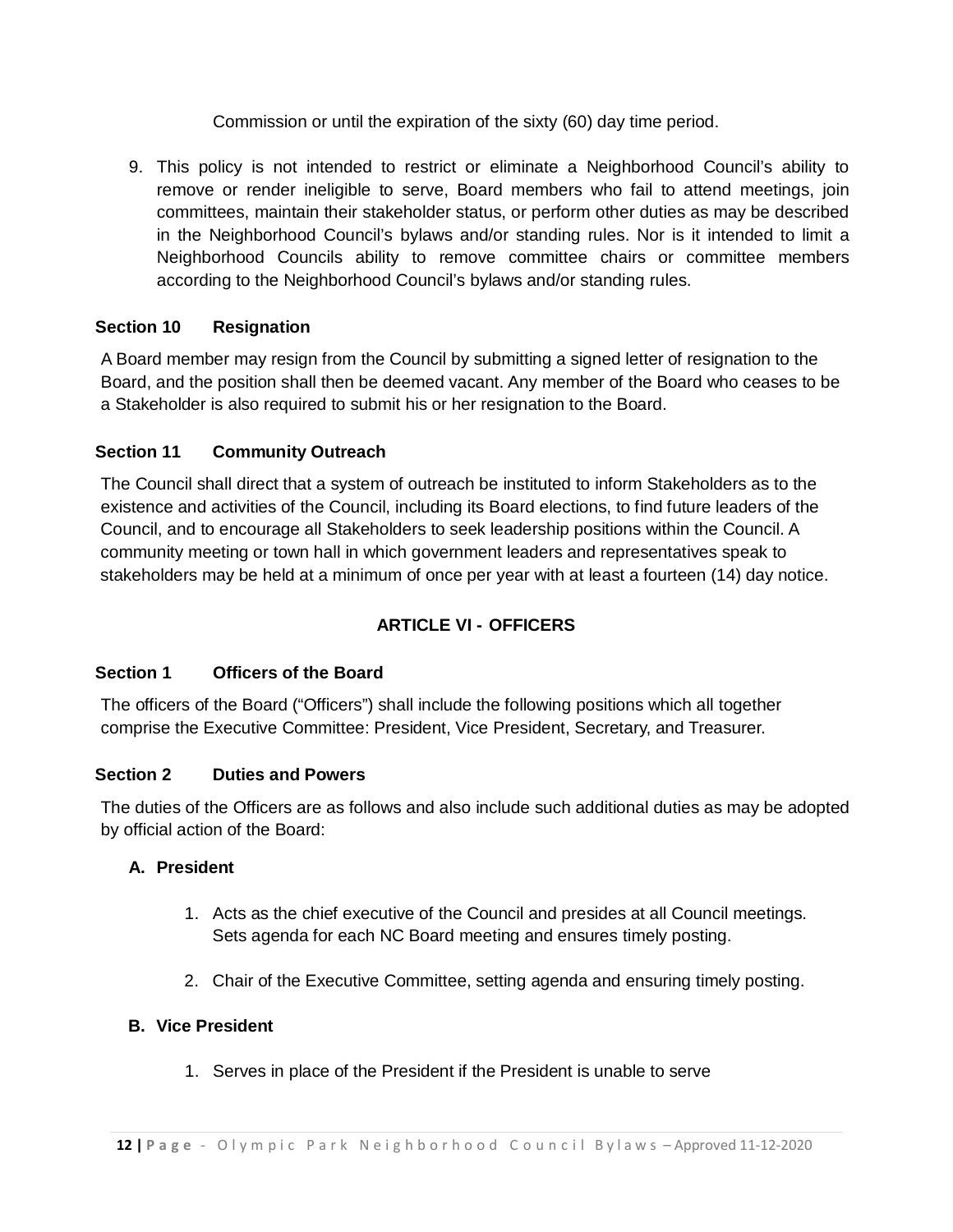Commission or until the expiration of the sixty (60) day time period.

9. This policy is not intended to restrict or eliminate a Neighborhood Council's ability to remove or render ineligible to serve, Board members who fail to attend meetings, join committees, maintain their stakeholder status, or perform other duties as may be described in the Neighborhood Council's bylaws and/or standing rules. Nor is it intended to limit a Neighborhood Councils ability to remove committee chairs or committee members according to the Neighborhood Council's bylaws and/or standing rules.

### Section 10 Resignation

A Board member may resign from the Council by submitting a signed letter of resignation to the Board, and the position shall then be deemed vacant. Any member of the Board who ceases to be a Stakeholder is also required to submit his or her resignation to the Board.

### Section 11 Community Outreach

The Council shall direct that a system of outreach be instituted to inform Stakeholders as to the existence and activities of the Council, including its Board elections, to find future leaders of the Council, and to encourage all Stakeholders to seek leadership positions within the Council. A community meeting or town hall in which government leaders and representatives speak to stakeholders may be held at a minimum of once per year with at least a fourteen (14) day notice.

## ARTICLE VI - OFFICERS

### Section 1 Officers of the Board

The officers of the Board ("Officers") shall include the following positions which all together comprise the Executive Committee: President, Vice President, Secretary, and Treasurer.

### Section 2 Duties and Powers

The duties of the Officers are as follows and also include such additional duties as may be adopted by official action of the Board:

**A. President**

1. Acts as the chief executive of the Council and presides at all Council meetings. Sets agenda for each NC Board meeting and ensures timely posting.

2. Chair of the Executive Committee, setting agenda and ensuring timely posting.

**B. Vice President**

1. Serves in place of the President if the President is unable to serve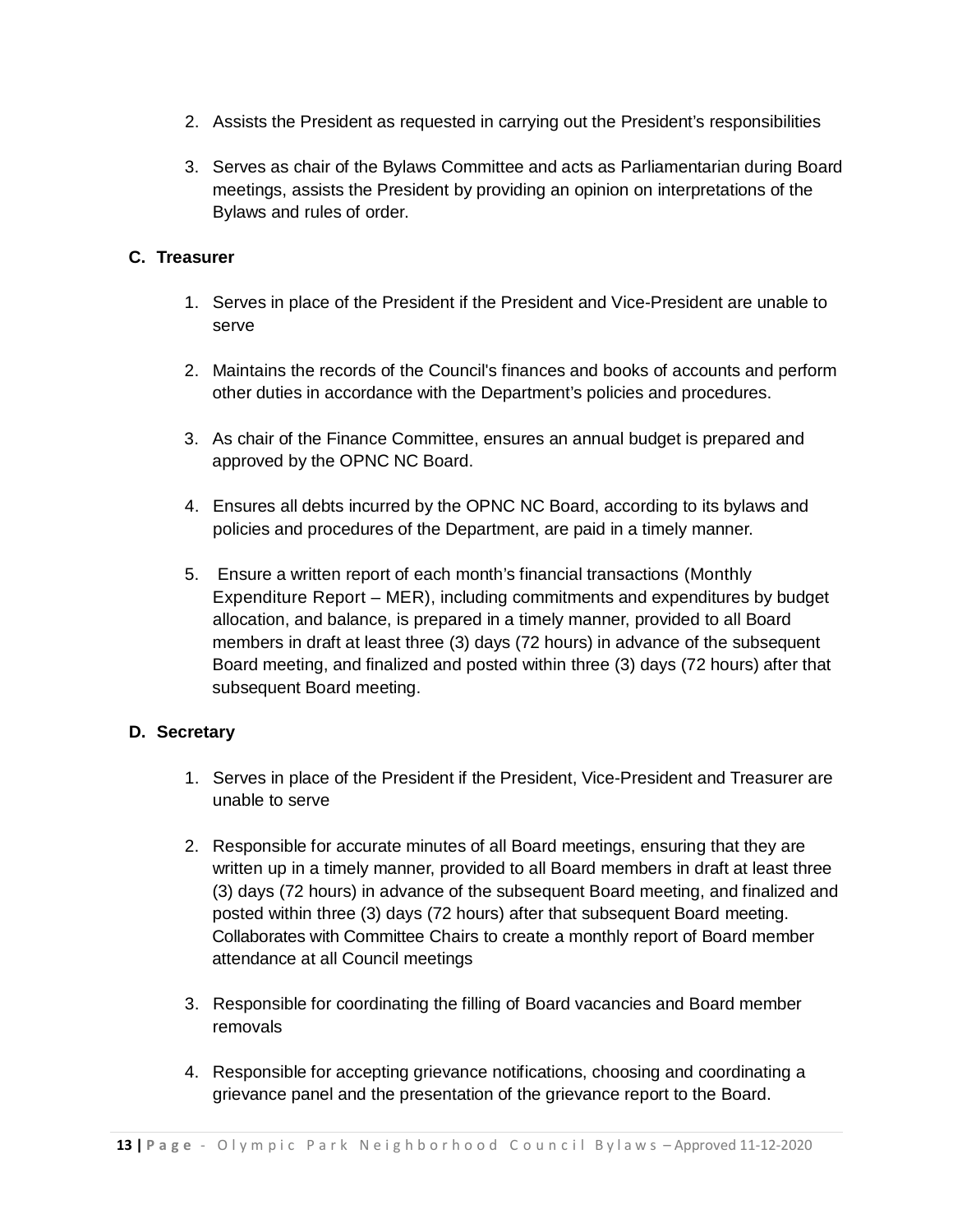2. Assists the President as requested in carrying out the President's responsibilities

3. Serves as chair of the Bylaws Committee and acts as Parliamentarian during Board meetings, assists the President by providing an opinion on interpretations of the Bylaws and rules of order.

**C. Treasurer**

1. Serves in place of the President if the President and Vice-President are unable to serve

2. Maintains the records of the Council's finances and books of accounts and perform other duties in accordance with the Department's policies and procedures.

3. As chair of the Finance Committee, ensures an annual budget is prepared and approved by the OPNC NC Board.

4. Ensures all debts incurred by the OPNC NC Board, according to its bylaws and policies and procedures of the Department, are paid in a timely manner.

5. Ensure a written report of each month's financial transactions (Monthly Expenditure Report – MER), including commitments and expenditures by budget allocation, and balance, is prepared in a timely manner, provided to all Board members in draft at least three (3) days (72 hours) in advance of the subsequent Board meeting, and finalized and posted within three (3) days (72 hours) after that subsequent Board meeting.

**D. Secretary**

1. Serves in place of the President if the President, Vice-President and Treasurer are unable to serve

2. Responsible for accurate minutes of all Board meetings, ensuring that they are written up in a timely manner, provided to all Board members in draft at least three (3) days (72 hours) in advance of the subsequent Board meeting, and finalized and posted within three (3) days (72 hours) after that subsequent Board meeting. Collaborates with Committee Chairs to create a monthly report of Board member attendance at all Council meetings

3. Responsible for coordinating the filling of Board vacancies and Board member removals

4. Responsible for accepting grievance notifications, choosing and coordinating a grievance panel and the presentation of the grievance report to the Board.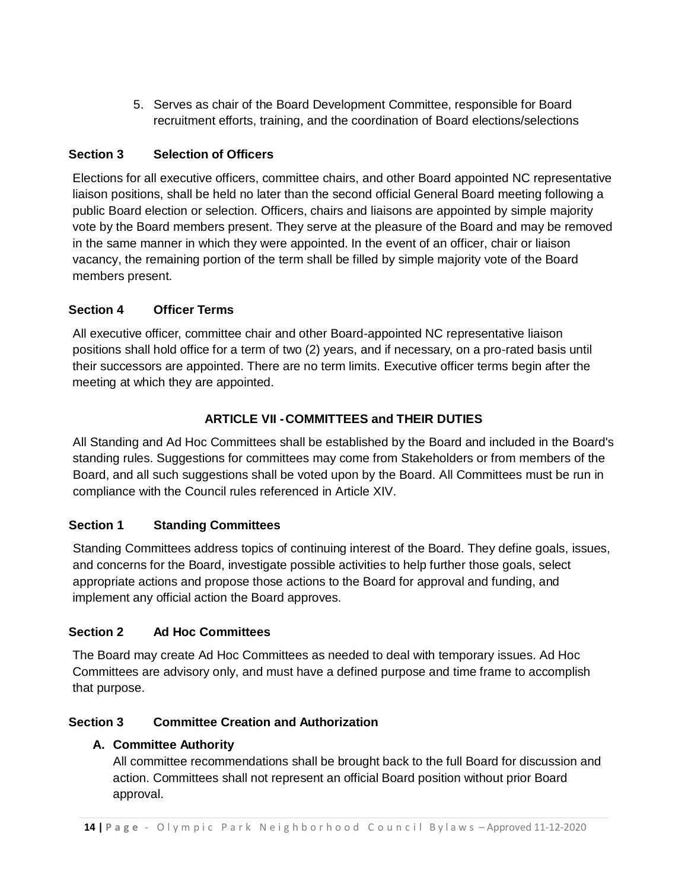5. Serves as chair of the Board Development Committee, responsible for Board recruitment efforts, training, and the coordination of Board elections/selections

### Section 3 Selection of Officers

Elections for all executive officers, committee chairs, and other Board appointed NC representative liaison positions, shall be held no later than the second official General Board meeting following a public Board election or selection. Officers, chairs and liaisons are appointed by simple majority vote by the Board members present. They serve at the pleasure of the Board and may be removed in the same manner in which they were appointed. In the event of an officer, chair or liaison vacancy, the remaining portion of the term shall be filled by simple majority vote of the Board members present.

### Section 4 Officer Terms

All executive officer, committee chair and other Board-appointed NC representative liaison positions shall hold office for a term of two (2) years, and if necessary, on a pro-rated basis until their successors are appointed. There are no term limits. Executive officer terms begin after the meeting at which they are appointed.

## ARTICLE VII - COMMITTEES and THEIR DUTIES

All Standing and Ad Hoc Committees shall be established by the Board and included in the Board's standing rules. Suggestions for committees may come from Stakeholders or from members of the Board, and all such suggestions shall be voted upon by the Board. All Committees must be run in compliance with the Council rules referenced in Article XIV.

### Section 1 Standing Committees

Standing Committees address topics of continuing interest of the Board. They define goals, issues, and concerns for the Board, investigate possible activities to help further those goals, select appropriate actions and propose those actions to the Board for approval and funding, and implement any official action the Board approves.

### Section 2 Ad Hoc Committees

The Board may create Ad Hoc Committees as needed to deal with temporary issues. Ad Hoc Committees are advisory only, and must have a defined purpose and time frame to accomplish that purpose.

### Section 3 Committee Creation and Authorization

**A. Committee Authority**

All committee recommendations shall be brought back to the full Board for discussion and action. Committees shall not represent an official Board position without prior Board approval.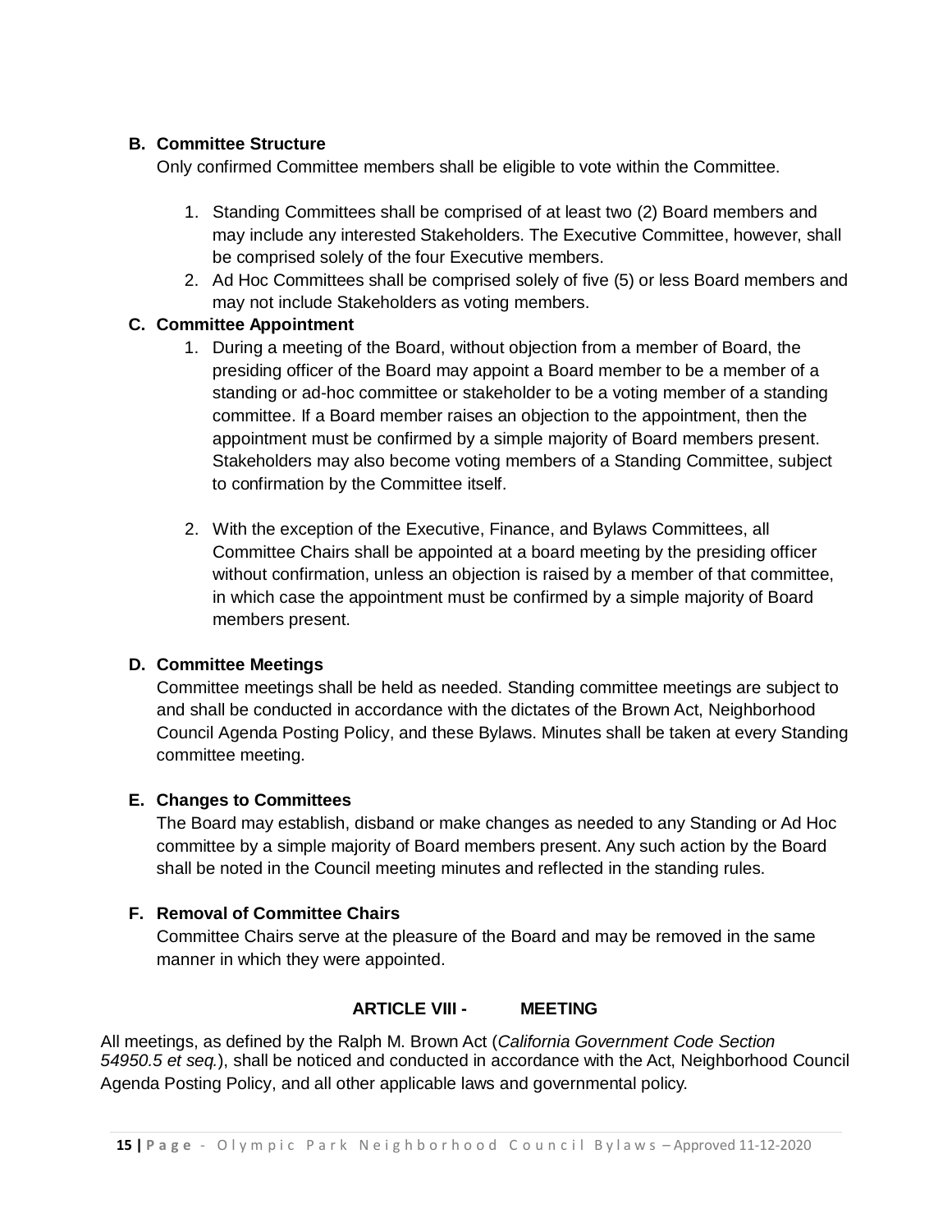**B. Committee Structure**

Only confirmed Committee members shall be eligible to vote within the Committee.

1. Standing Committees shall be comprised of at least two (2) Board members and may include any interested Stakeholders. The Executive Committee, however, shall be comprised solely of the four Executive members.
2. Ad Hoc Committees shall be comprised solely of five (5) or less Board members and may not include Stakeholders as voting members.

**C. Committee Appointment**

1. During a meeting of the Board, without objection from a member of Board, the presiding officer of the Board may appoint a Board member to be a member of a standing or ad-hoc committee or stakeholder to be a voting member of a standing committee. If a Board member raises an objection to the appointment, then the appointment must be confirmed by a simple majority of Board members present. Stakeholders may also become voting members of a Standing Committee, subject to confirmation by the Committee itself.

2. With the exception of the Executive, Finance, and Bylaws Committees, all Committee Chairs shall be appointed at a board meeting by the presiding officer without confirmation, unless an objection is raised by a member of that committee, in which case the appointment must be confirmed by a simple majority of Board members present.

**D. Committee Meetings**

Committee meetings shall be held as needed. Standing committee meetings are subject to and shall be conducted in accordance with the dictates of the Brown Act, Neighborhood Council Agenda Posting Policy, and these Bylaws. Minutes shall be taken at every Standing committee meeting.

**E. Changes to Committees**

The Board may establish, disband or make changes as needed to any Standing or Ad Hoc committee by a simple majority of Board members present. Any such action by the Board shall be noted in the Council meeting minutes and reflected in the standing rules.

**F. Removal of Committee Chairs**

Committee Chairs serve at the pleasure of the Board and may be removed in the same manner in which they were appointed.

## ARTICLE VIII - MEETING

All meetings, as defined by the Ralph M. Brown Act (*California Government Code Section 54950.5 et seq.*), shall be noticed and conducted in accordance with the Act, Neighborhood Council Agenda Posting Policy, and all other applicable laws and governmental policy.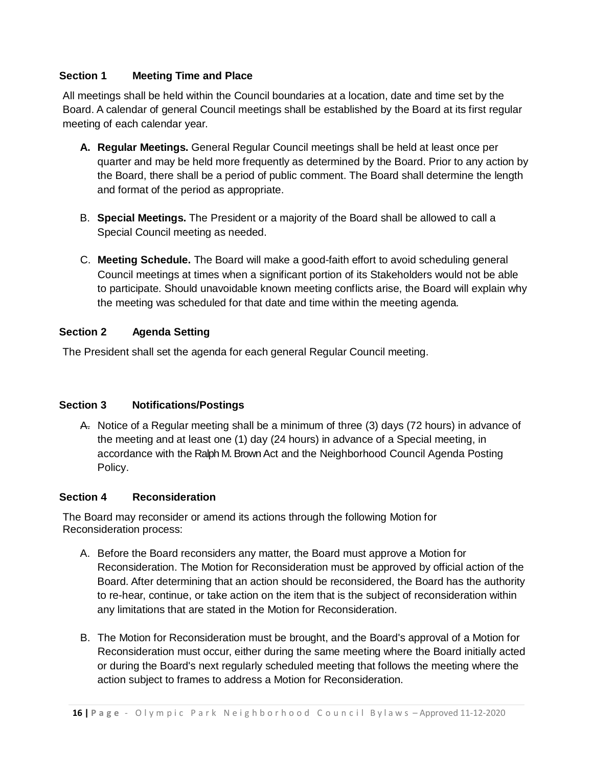### Section 1 Meeting Time and Place

All meetings shall be held within the Council boundaries at a location, date and time set by the Board. A calendar of general Council meetings shall be established by the Board at its first regular meeting of each calendar year.

A. **Regular Meetings.** General Regular Council meetings shall be held at least once per quarter and may be held more frequently as determined by the Board. Prior to any action by the Board, there shall be a period of public comment. The Board shall determine the length and format of the period as appropriate.

B. **Special Meetings.** The President or a majority of the Board shall be allowed to call a Special Council meeting as needed.

C. **Meeting Schedule.** The Board will make a good-faith effort to avoid scheduling general Council meetings at times when a significant portion of its Stakeholders would not be able to participate. Should unavoidable known meeting conflicts arise, the Board will explain why the meeting was scheduled for that date and time within the meeting agenda.

### Section 2 Agenda Setting

The President shall set the agenda for each general Regular Council meeting.

### Section 3 Notifications/Postings

~~A.~~ Notice of a Regular meeting shall be a minimum of three (3) days (72 hours) in advance of the meeting and at least one (1) day (24 hours) in advance of a Special meeting, in accordance with the Ralph M. Brown Act and the Neighborhood Council Agenda Posting Policy.

### Section 4 Reconsideration

The Board may reconsider or amend its actions through the following Motion for Reconsideration process:

A. Before the Board reconsiders any matter, the Board must approve a Motion for Reconsideration. The Motion for Reconsideration must be approved by official action of the Board. After determining that an action should be reconsidered, the Board has the authority to re-hear, continue, or take action on the item that is the subject of reconsideration within any limitations that are stated in the Motion for Reconsideration.

B. The Motion for Reconsideration must be brought, and the Board's approval of a Motion for Reconsideration must occur, either during the same meeting where the Board initially acted or during the Board's next regularly scheduled meeting that follows the meeting where the action subject to frames to address a Motion for Reconsideration.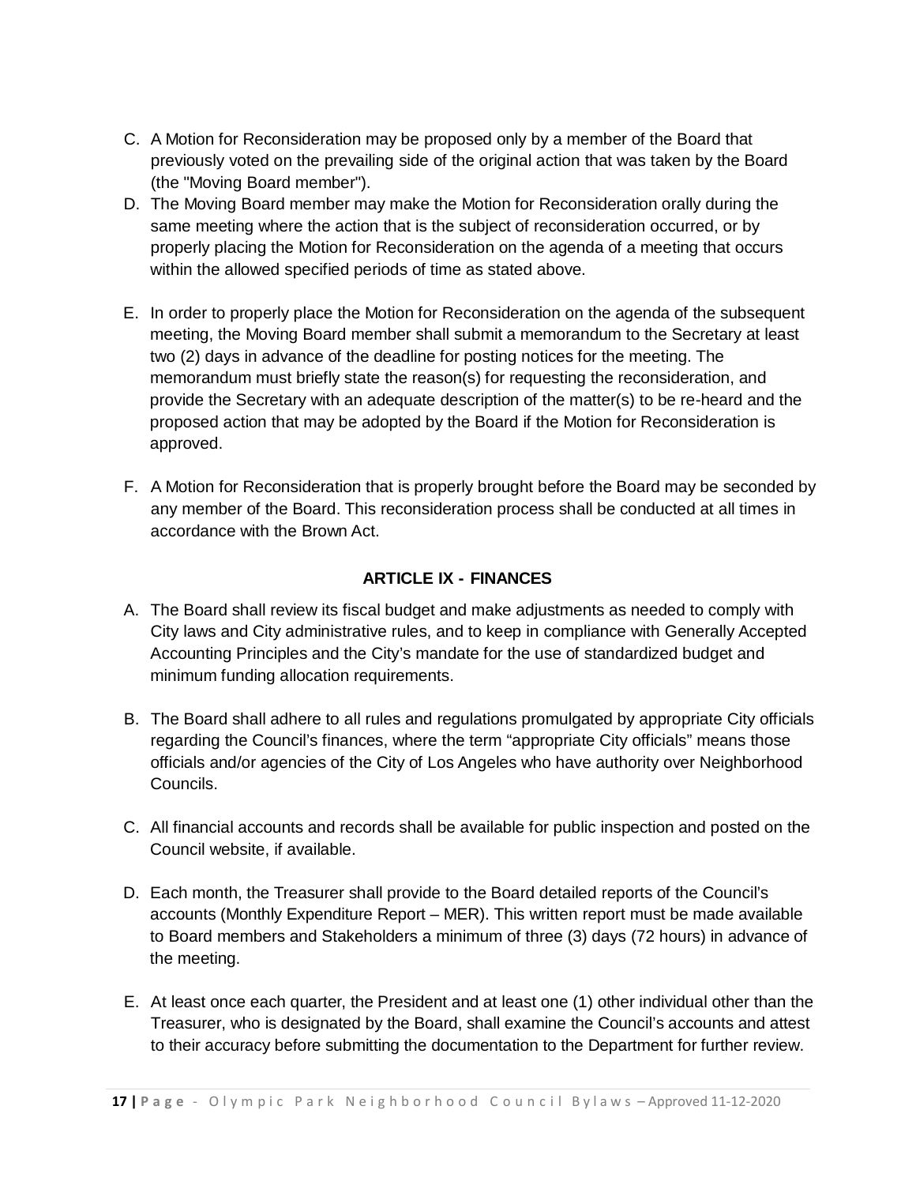C. A Motion for Reconsideration may be proposed only by a member of the Board that previously voted on the prevailing side of the original action that was taken by the Board (the "Moving Board member").

D. The Moving Board member may make the Motion for Reconsideration orally during the same meeting where the action that is the subject of reconsideration occurred, or by properly placing the Motion for Reconsideration on the agenda of a meeting that occurs within the allowed specified periods of time as stated above.

E. In order to properly place the Motion for Reconsideration on the agenda of the subsequent meeting, the Moving Board member shall submit a memorandum to the Secretary at least two (2) days in advance of the deadline for posting notices for the meeting. The memorandum must briefly state the reason(s) for requesting the reconsideration, and provide the Secretary with an adequate description of the matter(s) to be re-heard and the proposed action that may be adopted by the Board if the Motion for Reconsideration is approved.

F. A Motion for Reconsideration that is properly brought before the Board may be seconded by any member of the Board. This reconsideration process shall be conducted at all times in accordance with the Brown Act.

## ARTICLE IX - FINANCES

A. The Board shall review its fiscal budget and make adjustments as needed to comply with City laws and City administrative rules, and to keep in compliance with Generally Accepted Accounting Principles and the City's mandate for the use of standardized budget and minimum funding allocation requirements.

B. The Board shall adhere to all rules and regulations promulgated by appropriate City officials regarding the Council's finances, where the term "appropriate City officials" means those officials and/or agencies of the City of Los Angeles who have authority over Neighborhood Councils.

C. All financial accounts and records shall be available for public inspection and posted on the Council website, if available.

D. Each month, the Treasurer shall provide to the Board detailed reports of the Council's accounts (Monthly Expenditure Report – MER). This written report must be made available to Board members and Stakeholders a minimum of three (3) days (72 hours) in advance of the meeting.

E. At least once each quarter, the President and at least one (1) other individual other than the Treasurer, who is designated by the Board, shall examine the Council's accounts and attest to their accuracy before submitting the documentation to the Department for further review.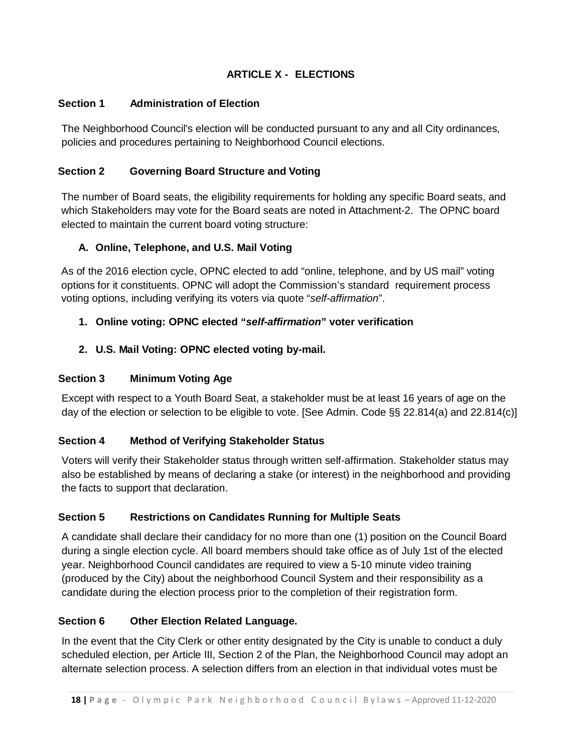## ARTICLE X - ELECTIONS

### Section 1 Administration of Election

The Neighborhood Council's election will be conducted pursuant to any and all City ordinances, policies and procedures pertaining to Neighborhood Council elections.

### Section 2 Governing Board Structure and Voting

The number of Board seats, the eligibility requirements for holding any specific Board seats, and which Stakeholders may vote for the Board seats are noted in Attachment-2. The OPNC board elected to maintain the current board voting structure:

#### A. Online, Telephone, and U.S. Mail Voting

As of the 2016 election cycle, OPNC elected to add "online, telephone, and by US mail" voting options for it constituents. OPNC will adopt the Commission's standard requirement process voting options, including verifying its voters via quote "*self-affirmation*".

1. **Online voting: OPNC elected "*self-affirmation*" voter verification**

2. **U.S. Mail Voting: OPNC elected voting by-mail.**

### Section 3 Minimum Voting Age

Except with respect to a Youth Board Seat, a stakeholder must be at least 16 years of age on the day of the election or selection to be eligible to vote. [See Admin. Code §§ 22.814(a) and 22.814(c)]

### Section 4 Method of Verifying Stakeholder Status

Voters will verify their Stakeholder status through written self-affirmation. Stakeholder status may also be established by means of declaring a stake (or interest) in the neighborhood and providing the facts to support that declaration.

### Section 5 Restrictions on Candidates Running for Multiple Seats

A candidate shall declare their candidacy for no more than one (1) position on the Council Board during a single election cycle. All board members should take office as of July 1st of the elected year. Neighborhood Council candidates are required to view a 5-10 minute video training (produced by the City) about the neighborhood Council System and their responsibility as a candidate during the election process prior to the completion of their registration form.

### Section 6 Other Election Related Language.

In the event that the City Clerk or other entity designated by the City is unable to conduct a duly scheduled election, per Article III, Section 2 of the Plan, the Neighborhood Council may adopt an alternate selection process. A selection differs from an election in that individual votes must be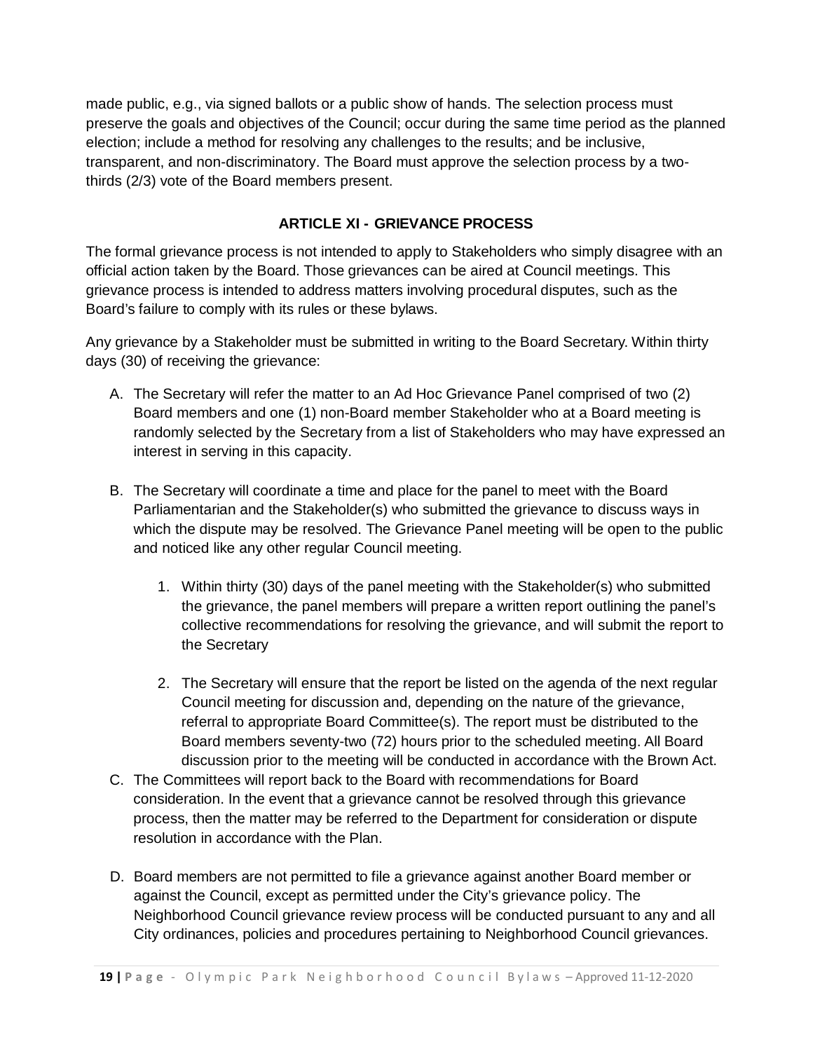made public, e.g., via signed ballots or a public show of hands. The selection process must preserve the goals and objectives of the Council; occur during the same time period as the planned election; include a method for resolving any challenges to the results; and be inclusive, transparent, and non-discriminatory. The Board must approve the selection process by a two-thirds (2/3) vote of the Board members present.

## ARTICLE XI - GRIEVANCE PROCESS

The formal grievance process is not intended to apply to Stakeholders who simply disagree with an official action taken by the Board. Those grievances can be aired at Council meetings. This grievance process is intended to address matters involving procedural disputes, such as the Board's failure to comply with its rules or these bylaws.

Any grievance by a Stakeholder must be submitted in writing to the Board Secretary. Within thirty days (30) of receiving the grievance:

A. The Secretary will refer the matter to an Ad Hoc Grievance Panel comprised of two (2) Board members and one (1) non-Board member Stakeholder who at a Board meeting is randomly selected by the Secretary from a list of Stakeholders who may have expressed an interest in serving in this capacity.

B. The Secretary will coordinate a time and place for the panel to meet with the Board Parliamentarian and the Stakeholder(s) who submitted the grievance to discuss ways in which the dispute may be resolved. The Grievance Panel meeting will be open to the public and noticed like any other regular Council meeting.

   1. Within thirty (30) days of the panel meeting with the Stakeholder(s) who submitted the grievance, the panel members will prepare a written report outlining the panel's collective recommendations for resolving the grievance, and will submit the report to the Secretary

   2. The Secretary will ensure that the report be listed on the agenda of the next regular Council meeting for discussion and, depending on the nature of the grievance, referral to appropriate Board Committee(s). The report must be distributed to the Board members seventy-two (72) hours prior to the scheduled meeting. All Board discussion prior to the meeting will be conducted in accordance with the Brown Act.

C. The Committees will report back to the Board with recommendations for Board consideration. In the event that a grievance cannot be resolved through this grievance process, then the matter may be referred to the Department for consideration or dispute resolution in accordance with the Plan.

D. Board members are not permitted to file a grievance against another Board member or against the Council, except as permitted under the City's grievance policy. The Neighborhood Council grievance review process will be conducted pursuant to any and all City ordinances, policies and procedures pertaining to Neighborhood Council grievances.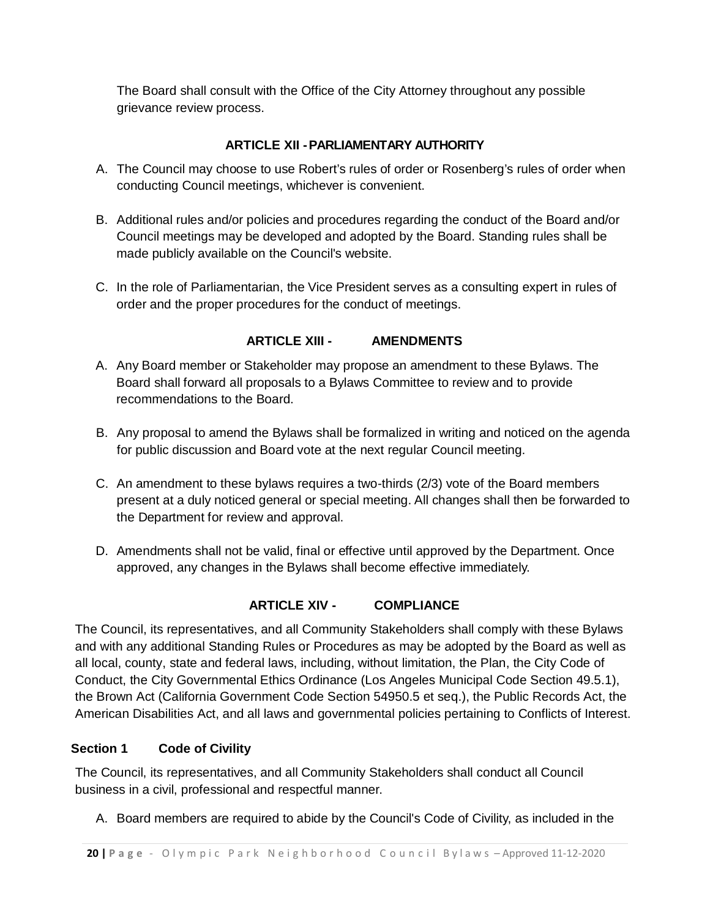The Board shall consult with the Office of the City Attorney throughout any possible grievance review process.

## ARTICLE XII - PARLIAMENTARY AUTHORITY

A. The Council may choose to use Robert's rules of order or Rosenberg's rules of order when conducting Council meetings, whichever is convenient.

B. Additional rules and/or policies and procedures regarding the conduct of the Board and/or Council meetings may be developed and adopted by the Board. Standing rules shall be made publicly available on the Council's website.

C. In the role of Parliamentarian, the Vice President serves as a consulting expert in rules of order and the proper procedures for the conduct of meetings.

## ARTICLE XIII - AMENDMENTS

A. Any Board member or Stakeholder may propose an amendment to these Bylaws. The Board shall forward all proposals to a Bylaws Committee to review and to provide recommendations to the Board.

B. Any proposal to amend the Bylaws shall be formalized in writing and noticed on the agenda for public discussion and Board vote at the next regular Council meeting.

C. An amendment to these bylaws requires a two-thirds (2/3) vote of the Board members present at a duly noticed general or special meeting. All changes shall then be forwarded to the Department for review and approval.

D. Amendments shall not be valid, final or effective until approved by the Department. Once approved, any changes in the Bylaws shall become effective immediately.

## ARTICLE XIV - COMPLIANCE

The Council, its representatives, and all Community Stakeholders shall comply with these Bylaws and with any additional Standing Rules or Procedures as may be adopted by the Board as well as all local, county, state and federal laws, including, without limitation, the Plan, the City Code of Conduct, the City Governmental Ethics Ordinance (Los Angeles Municipal Code Section 49.5.1), the Brown Act (California Government Code Section 54950.5 et seq.), the Public Records Act, the American Disabilities Act, and all laws and governmental policies pertaining to Conflicts of Interest.

### Section 1 Code of Civility

The Council, its representatives, and all Community Stakeholders shall conduct all Council business in a civil, professional and respectful manner.

A. Board members are required to abide by the Council's Code of Civility, as included in the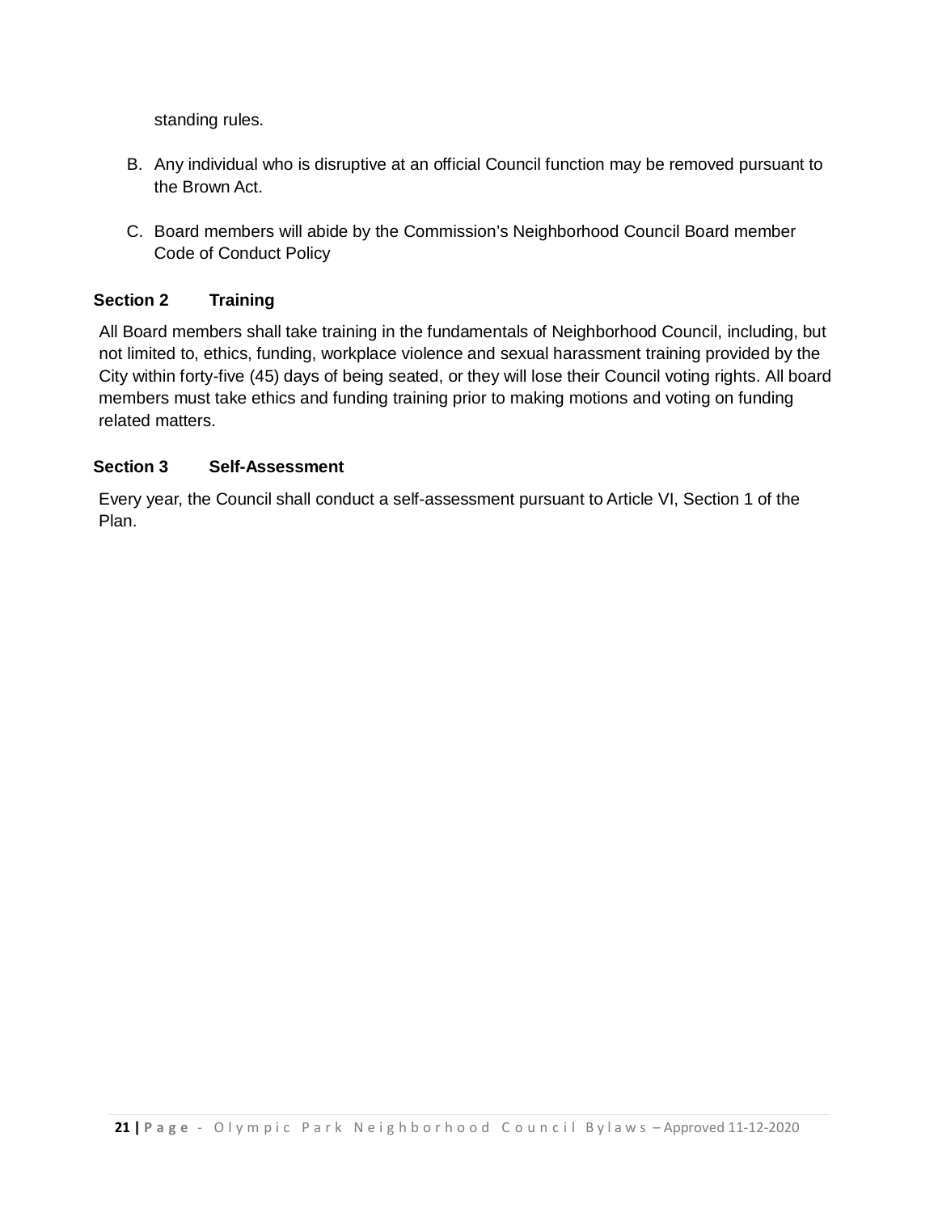standing rules.

B. Any individual who is disruptive at an official Council function may be removed pursuant to the Brown Act.

C. Board members will abide by the Commission's Neighborhood Council Board member Code of Conduct Policy

**Section 2 Training**

All Board members shall take training in the fundamentals of Neighborhood Council, including, but not limited to, ethics, funding, workplace violence and sexual harassment training provided by the City within forty-five (45) days of being seated, or they will lose their Council voting rights. All board members must take ethics and funding training prior to making motions and voting on funding related matters.

**Section 3 Self-Assessment**

Every year, the Council shall conduct a self-assessment pursuant to Article VI, Section 1 of the Plan.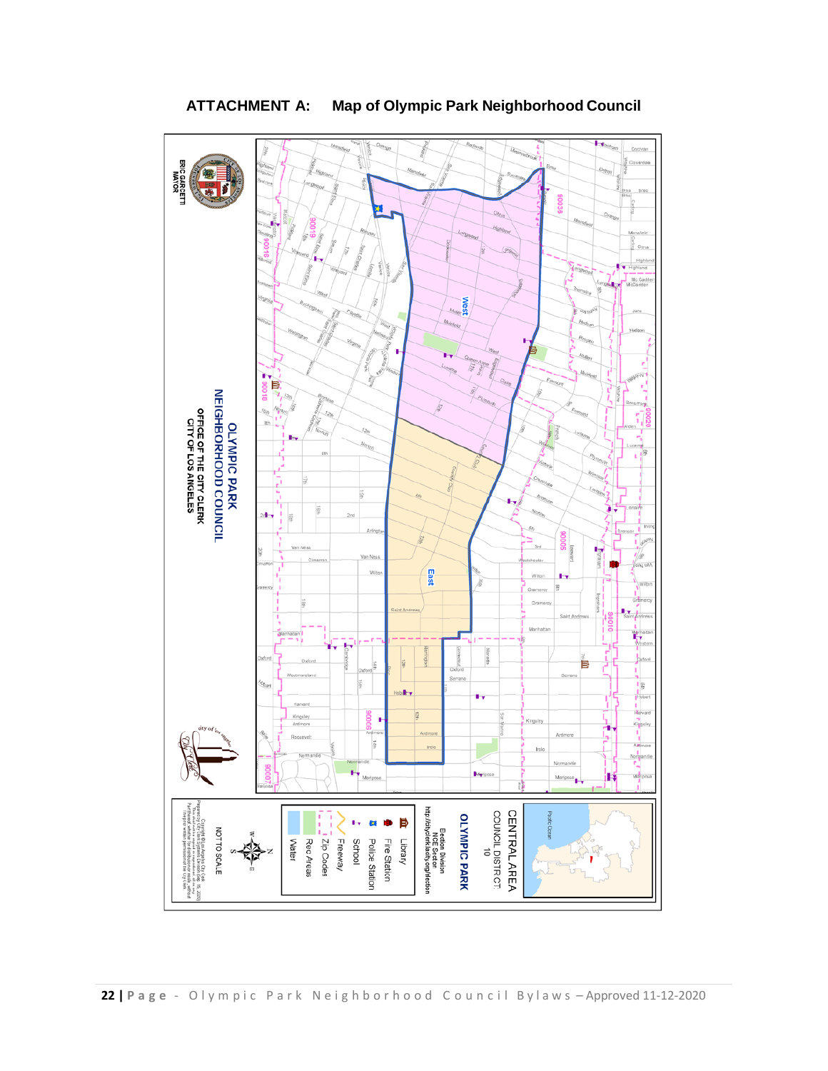## ATTACHMENT A: Map of Olympic Park Neighborhood Council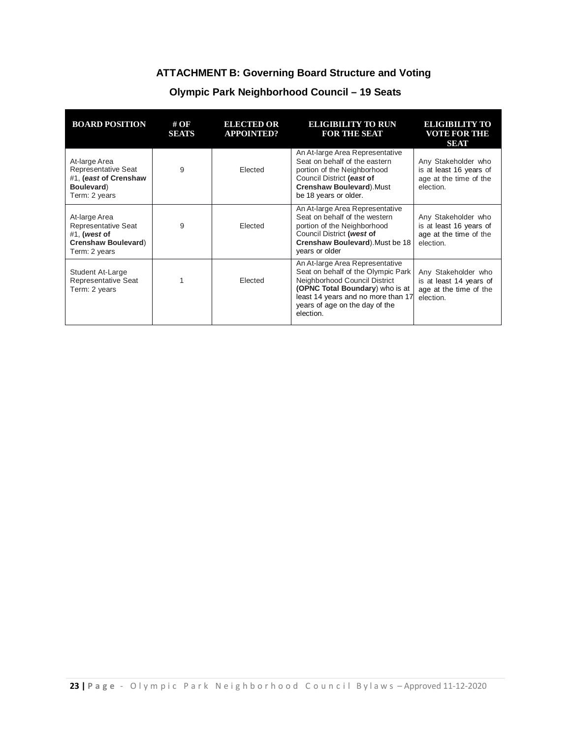## ATTACHMENT B: Governing Board Structure and Voting

### Olympic Park Neighborhood Council – 19 Seats

| BOARD POSITION | # OF SEATS | ELECTED OR APPOINTED? | ELIGIBILITY TO RUN FOR THE SEAT | ELIGIBILITY TO VOTE FOR THE SEAT |
|---|---|---|---|---|
| At-large Area Representative Seat #1, (***east*** **of Crenshaw Boulevard**) Term: 2 years | 9 | Elected | An At-large Area Representative Seat on behalf of the eastern portion of the Neighborhood Council District **(*east* of Crenshaw Boulevard**).Must be 18 years or older. | Any Stakeholder who is at least 16 years of age at the time of the election. |
| At-large Area Representative Seat #1, (***west*** **of Crenshaw Boulevard**) Term: 2 years | 9 | Elected | An At-large Area Representative Seat on behalf of the western portion of the Neighborhood Council District **(*west* of Crenshaw Boulevard**).Must be 18 years or older | Any Stakeholder who is at least 16 years of age at the time of the election. |
| Student At-Large Representative Seat Term: 2 years | 1 | Elected | An At-large Area Representative Seat on behalf of the Olympic Park Neighborhood Council District **(OPNC Total Boundary**) who is at least 14 years and no more than 17 years of age on the day of the election. | Any Stakeholder who is at least 14 years of age at the time of the election. |